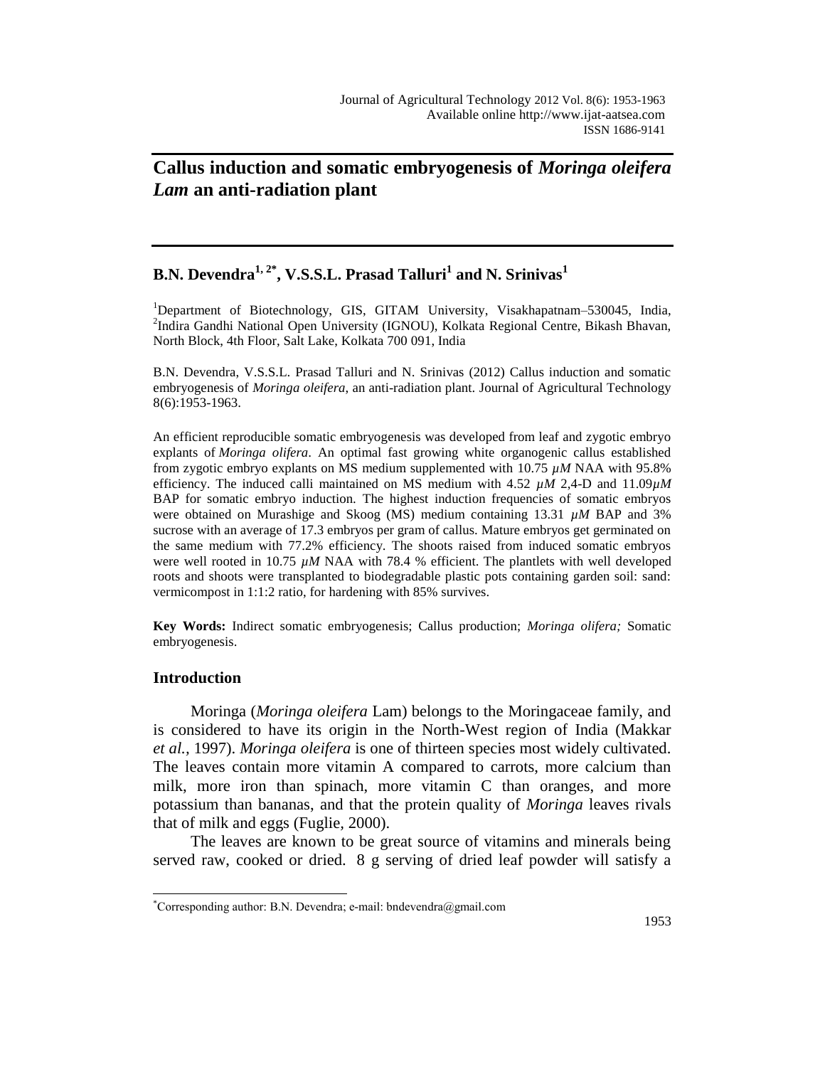# Callus induction and somatic embryogenesis of *Moringa oleifera Lam* an anti-radiation plant

**B.N. Devendra[1, 2*], V.S.S.L. Prasad Talluri[1] and N. Srinivas[1]**

[1]Department of Biotechnology, GIS, GITAM University, Visakhapatnam–530045, India, [2]Indira Gandhi National Open University (IGNOU), Kolkata Regional Centre, Bikash Bhavan, North Block, 4th Floor, Salt Lake, Kolkata 700 091, India

B.N. Devendra, V.S.S.L. Prasad Talluri and N. Srinivas (2012) Callus induction and somatic embryogenesis of *Moringa oleifera*, an anti-radiation plant. Journal of Agricultural Technology 8(6):1953-1963.

An efficient reproducible somatic embryogenesis was developed from leaf and zygotic embryo explants of *Moringa olifera*. An optimal fast growing white organogenic callus established from zygotic embryo explants on MS medium supplemented with 10.75 $\mu M$ NAA with 95.8% efficiency. The induced calli maintained on MS medium with 4.52 $\mu M$ 2,4-D and 11.09$\mu M$ BAP for somatic embryo induction. The highest induction frequencies of somatic embryos were obtained on Murashige and Skoog (MS) medium containing 13.31 $\mu M$ BAP and 3% sucrose with an average of 17.3 embryos per gram of callus. Mature embryos get germinated on the same medium with 77.2% efficiency. The shoots raised from induced somatic embryos were well rooted in 10.75 $\mu M$ NAA with 78.4 % efficient. The plantlets with well developed roots and shoots were transplanted to biodegradable plastic pots containing garden soil: sand: vermicompost in 1:1:2 ratio, for hardening with 85% survives.

**Key Words:** Indirect somatic embryogenesis; Callus production; *Moringa olifera;* Somatic embryogenesis.

## Introduction

Moringa (*Moringa oleifera* Lam) belongs to the Moringaceae family, and is considered to have its origin in the North-West region of India (Makkar *et al.*, 1997). *Moringa oleifera* is one of thirteen species most widely cultivated. The leaves contain more vitamin A compared to carrots, more calcium than milk, more iron than spinach, more vitamin C than oranges, and more potassium than bananas, and that the protein quality of *Moringa* leaves rivals that of milk and eggs (Fuglie, 2000).

The leaves are known to be great source of vitamins and minerals being served raw, cooked or dried. 8 g serving of dried leaf powder will satisfy a

*Corresponding author: B.N. Devendra; e-mail: bndevendra@gmail.com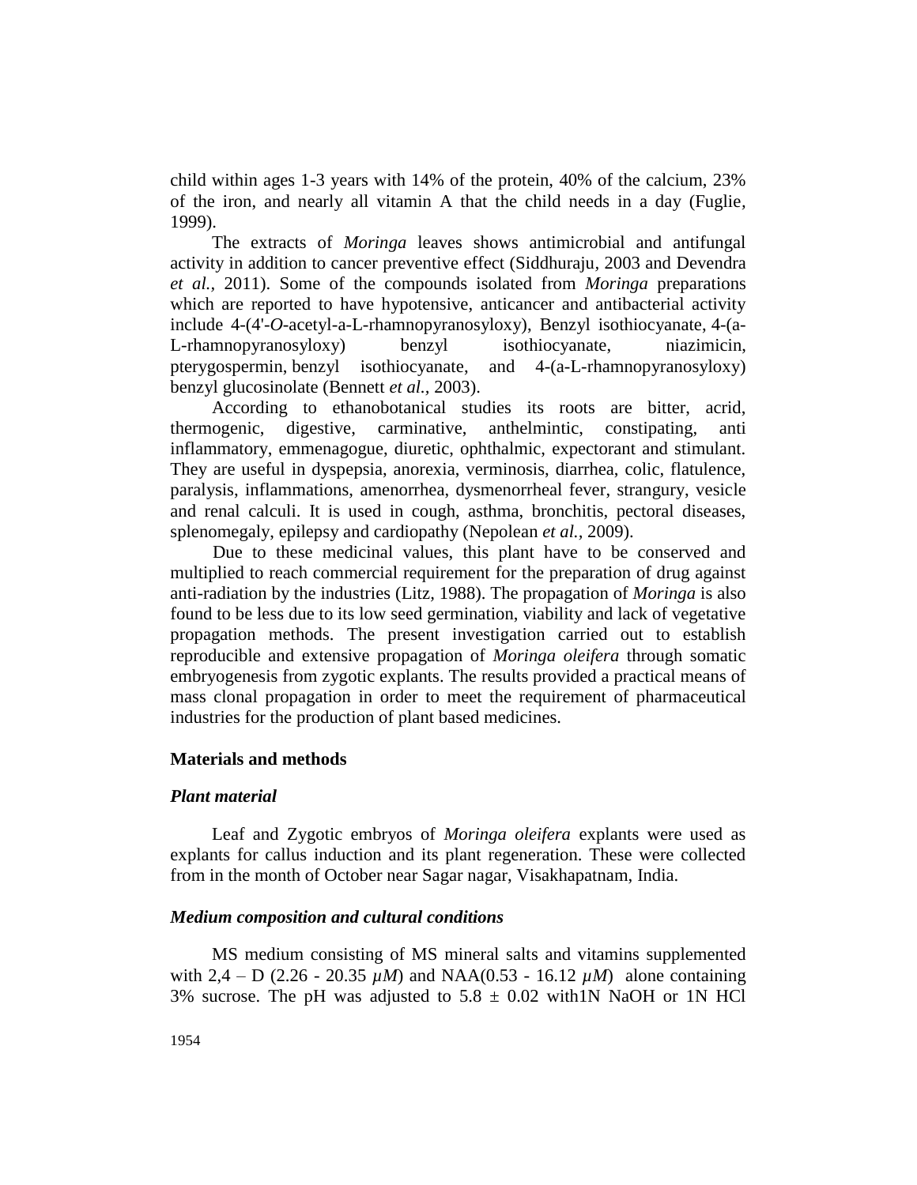child within ages 1-3 years with 14% of the protein, 40% of the calcium, 23% of the iron, and nearly all vitamin A that the child needs in a day (Fuglie, 1999).

The extracts of *Moringa* leaves shows antimicrobial and antifungal activity in addition to cancer preventive effect (Siddhuraju, 2003 and Devendra *et al.*, 2011). Some of the compounds isolated from *Moringa* preparations which are reported to have hypotensive, anticancer and antibacterial activity include 4-(4'-*O*-acetyl-a-L-rhamnopyranosyloxy), Benzyl isothiocyanate, 4-(a-L-rhamnopyranosyloxy) benzyl isothiocyanate, niazimicin, pterygospermin, benzyl isothiocyanate, and 4-(a-L-rhamnopyranosyloxy) benzyl glucosinolate (Bennett *et al.*, 2003).

According to ethanobotanical studies its roots are bitter, acrid, thermogenic, digestive, carminative, anthelmintic, constipating, anti inflammatory, emmenagogue, diuretic, ophthalmic, expectorant and stimulant. They are useful in dyspepsia, anorexia, verminosis, diarrhea, colic, flatulence, paralysis, inflammations, amenorrhea, dysmenorrheal fever, strangury, vesicle and renal calculi. It is used in cough, asthma, bronchitis, pectoral diseases, splenomegaly, epilepsy and cardiopathy (Nepolean *et al.*, 2009).

Due to these medicinal values, this plant have to be conserved and multiplied to reach commercial requirement for the preparation of drug against anti-radiation by the industries (Litz, 1988). The propagation of *Moringa* is also found to be less due to its low seed germination, viability and lack of vegetative propagation methods. The present investigation carried out to establish reproducible and extensive propagation of *Moringa oleifera* through somatic embryogenesis from zygotic explants. The results provided a practical means of mass clonal propagation in order to meet the requirement of pharmaceutical industries for the production of plant based medicines.

## Materials and methods

### *Plant material*

Leaf and Zygotic embryos of *Moringa oleifera* explants were used as explants for callus induction and its plant regeneration. These were collected from in the month of October near Sagar nagar, Visakhapatnam, India.

### *Medium composition and cultural conditions*

MS medium consisting of MS mineral salts and vitamins supplemented with 2,4 – D (2.26 - 20.35 *µM*) and NAA(0.53 - 16.12 *µM*) alone containing 3% sucrose. The pH was adjusted to 5.8 ± 0.02 with1N NaOH or 1N HCl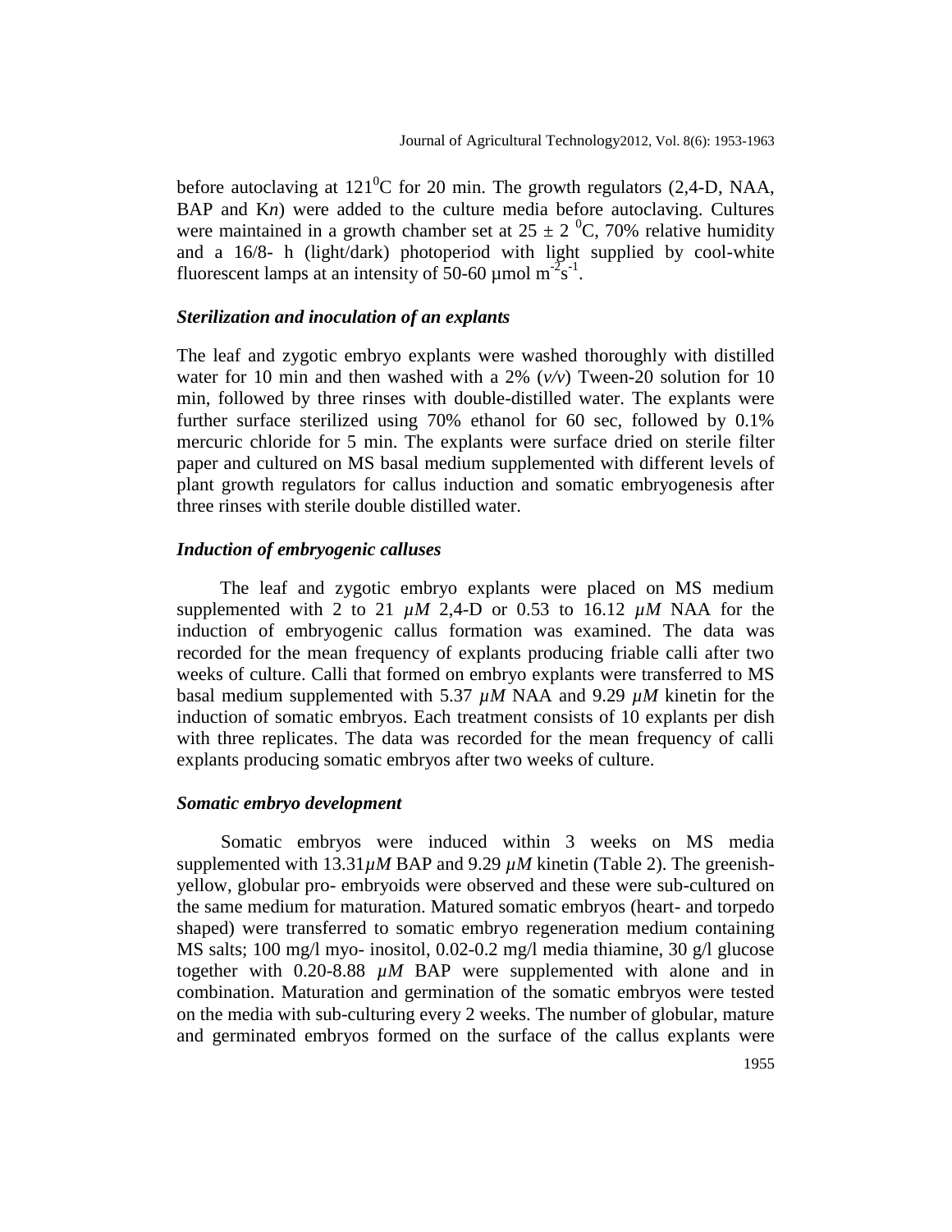before autoclaving at $121^0$C for 20 min. The growth regulators (2,4-D, NAA, BAP and K*n*) were added to the culture media before autoclaving. Cultures were maintained in a growth chamber set at $25 \pm 2$ $^0$C, 70% relative humidity and a 16/8- h (light/dark) photoperiod with light supplied by cool-white fluorescent lamps at an intensity of 50-60 µmol $m^{-2}s^{-1}$.

### *Sterilization and inoculation of an explants*

The leaf and zygotic embryo explants were washed thoroughly with distilled water for 10 min and then washed with a 2% (*v/v*) Tween-20 solution for 10 min, followed by three rinses with double-distilled water. The explants were further surface sterilized using 70% ethanol for 60 sec, followed by 0.1% mercuric chloride for 5 min. The explants were surface dried on sterile filter paper and cultured on MS basal medium supplemented with different levels of plant growth regulators for callus induction and somatic embryogenesis after three rinses with sterile double distilled water.

### *Induction of embryogenic calluses*

The leaf and zygotic embryo explants were placed on MS medium supplemented with 2 to 21 *µM* 2,4-D or 0.53 to 16.12 *µM* NAA for the induction of embryogenic callus formation was examined. The data was recorded for the mean frequency of explants producing friable calli after two weeks of culture. Calli that formed on embryo explants were transferred to MS basal medium supplemented with 5.37 *µM* NAA and 9.29 *µM* kinetin for the induction of somatic embryos. Each treatment consists of 10 explants per dish with three replicates. The data was recorded for the mean frequency of calli explants producing somatic embryos after two weeks of culture.

### *Somatic embryo development*

Somatic embryos were induced within 3 weeks on MS media supplemented with 13.31*µM* BAP and 9.29 *µM* kinetin (Table 2). The greenish-yellow, globular pro- embryoids were observed and these were sub-cultured on the same medium for maturation. Matured somatic embryos (heart- and torpedo shaped) were transferred to somatic embryo regeneration medium containing MS salts; 100 mg/l myo- inositol, 0.02-0.2 mg/l media thiamine, 30 g/l glucose together with 0.20-8.88 *µM* BAP were supplemented with alone and in combination. Maturation and germination of the somatic embryos were tested on the media with sub-culturing every 2 weeks. The number of globular, mature and germinated embryos formed on the surface of the callus explants were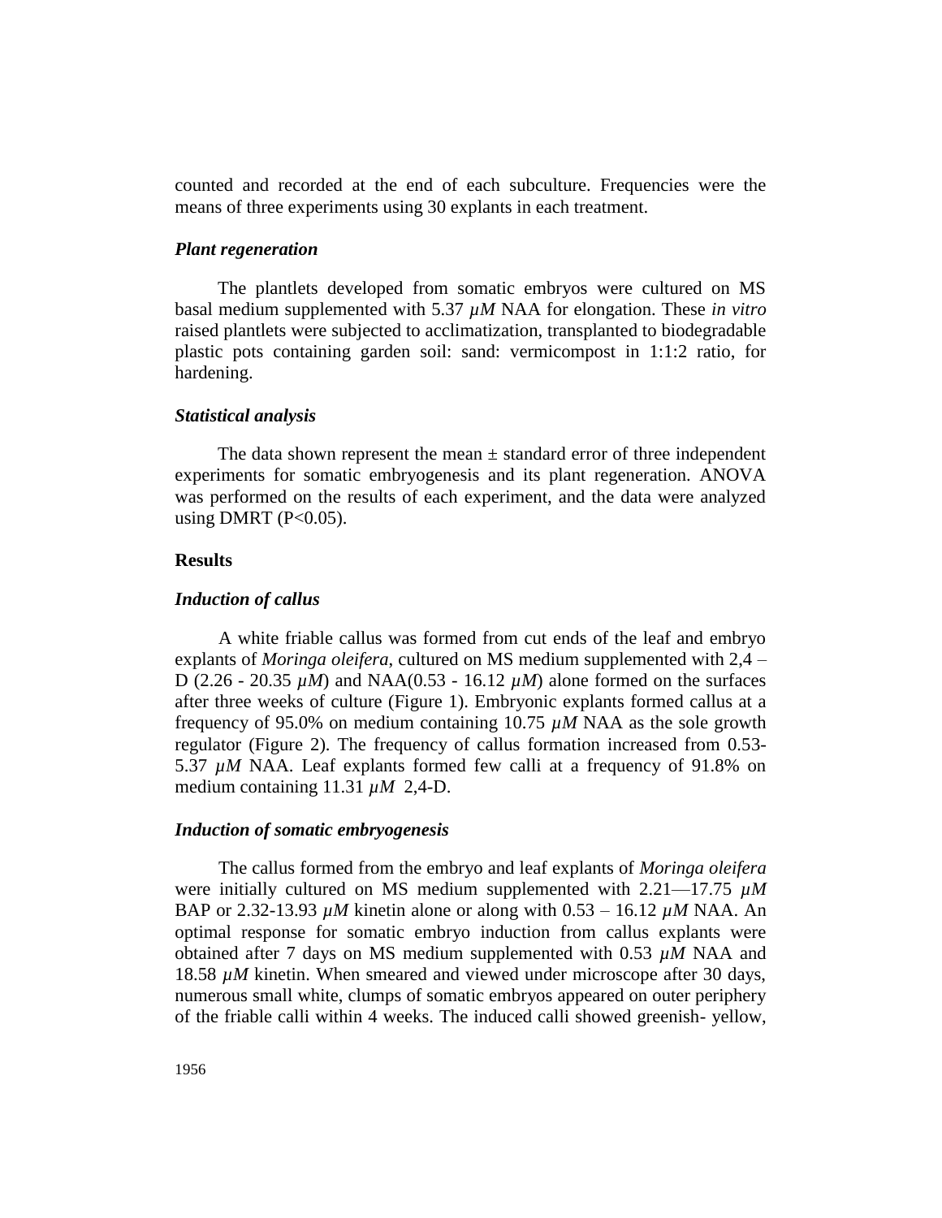counted and recorded at the end of each subculture. Frequencies were the means of three experiments using 30 explants in each treatment.

### *Plant regeneration*

The plantlets developed from somatic embryos were cultured on MS basal medium supplemented with 5.37 *µM* NAA for elongation. These *in vitro* raised plantlets were subjected to acclimatization, transplanted to biodegradable plastic pots containing garden soil: sand: vermicompost in 1:1:2 ratio, for hardening.

### *Statistical analysis*

The data shown represent the mean ± standard error of three independent experiments for somatic embryogenesis and its plant regeneration. ANOVA was performed on the results of each experiment, and the data were analyzed using DMRT ($P<0.05$).

## Results

### *Induction of callus*

A white friable callus was formed from cut ends of the leaf and embryo explants of *Moringa oleifera*, cultured on MS medium supplemented with 2,4 – D (2.26 - 20.35 *µM*) and NAA(0.53 - 16.12 *µM*) alone formed on the surfaces after three weeks of culture (Figure 1). Embryonic explants formed callus at a frequency of 95.0% on medium containing 10.75 *µM* NAA as the sole growth regulator (Figure 2). The frequency of callus formation increased from 0.53-5.37 *µM* NAA. Leaf explants formed few calli at a frequency of 91.8% on medium containing 11.31 *µM* 2,4-D.

### *Induction of somatic embryogenesis*

The callus formed from the embryo and leaf explants of *Moringa oleifera* were initially cultured on MS medium supplemented with 2.21—17.75 *µM* BAP or 2.32-13.93 *µM* kinetin alone or along with 0.53 – 16.12 *µM* NAA. An optimal response for somatic embryo induction from callus explants were obtained after 7 days on MS medium supplemented with 0.53 *µM* NAA and 18.58 *µM* kinetin. When smeared and viewed under microscope after 30 days, numerous small white, clumps of somatic embryos appeared on outer periphery of the friable calli within 4 weeks. The induced calli showed greenish- yellow,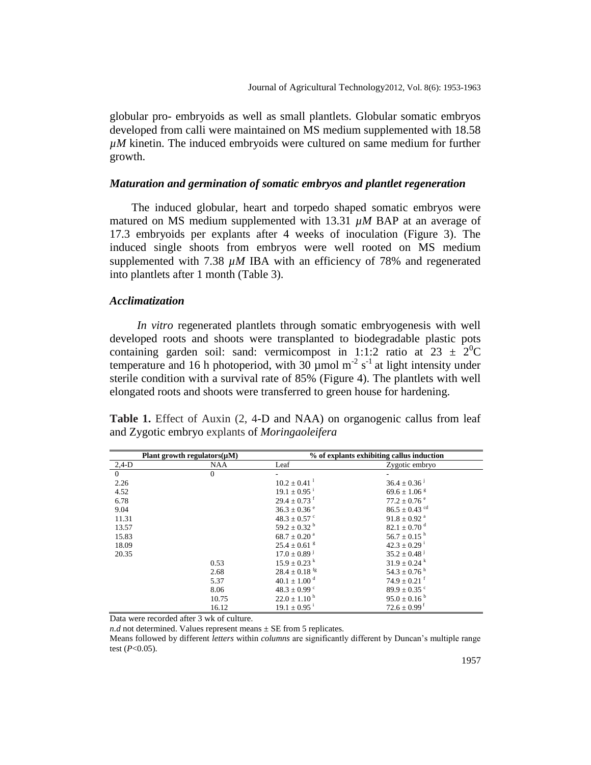globular pro- embryoids as well as small plantlets. Globular somatic embryos developed from calli were maintained on MS medium supplemented with 18.58 *µM* kinetin. The induced embryoids were cultured on same medium for further growth.

### *Maturation and germination of somatic embryos and plantlet regeneration*

The induced globular, heart and torpedo shaped somatic embryos were matured on MS medium supplemented with 13.31 *µM* BAP at an average of 17.3 embryoids per explants after 4 weeks of inoculation (Figure 3). The induced single shoots from embryos were well rooted on MS medium supplemented with 7.38 *µM* IBA with an efficiency of 78% and regenerated into plantlets after 1 month (Table 3).

### *Acclimatization*

*In vitro* regenerated plantlets through somatic embryogenesis with well developed roots and shoots were transplanted to biodegradable plastic pots containing garden soil: sand: vermicompost in 1:1:2 ratio at 23 ± 2$^0$C temperature and 16 h photoperiod, with 30 µmol $m^{-2}$ $s^{-1}$ at light intensity under sterile condition with a survival rate of 85% (Figure 4). The plantlets with well elongated roots and shoots were transferred to green house for hardening.

**Table 1.** Effect of Auxin (2, 4-D and NAA) on organogenic callus from leaf and Zygotic embryo explants of *Moringaoleifera*

| Plant growth regulators(µM) | | % of explants exhibiting callus induction | |
|---|---|---|---|
| 2,4-D | NAA | Leaf | Zygotic embryo |
| 0 | 0 | - | - |
| 2.26 | | 10.2 ± 0.41 $^{l}$ | 36.4 ± 0.36 $^{j}$ |
| 4.52 | | 19.1 ± 0.95 $^{i}$ | 69.6 ± 1.06 $^{g}$ |
| 6.78 | | 29.4 ± 0.73 $^{f}$ | 77.2 ± 0.76 $^{e}$ |
| 9.04 | | 36.3 ± 0.36 $^{e}$ | 86.5 ± 0.43 $^{cd}$ |
| 11.31 | | 48.3 ± 0.57 $^{c}$ | 91.8 ± 0.92 $^{a}$ |
| 13.57 | | 59.2 ± 0.32 $^{b}$ | 82.1 ± 0.70 $^{d}$ |
| 15.83 | | 68.7 ± 0.20 $^{a}$ | 56.7 ± 0.15 $^{h}$ |
| 18.09 | | 25.4 ± 0.61 $^{g}$ | 42.3 ± 0.29 $^{i}$ |
| 20.35 | | 17.0 ± 0.89 $^{j}$ | 35.2 ± 0.48 $^{j}$ |
| | 0.53 | 15.9 ± 0.23 $^{k}$ | 31.9 ± 0.24 $^{k}$ |
| | 2.68 | 28.4 ± 0.18 $^{fg}$ | 54.3 ± 0.76 $^{h}$ |
| | 5.37 | 40.1 ± 1.00 $^{d}$ | 74.9 ± 0.21 $^{f}$ |
| | 8.06 | 48.3 ± 0.99 $^{c}$ | 89.9 ± 0.35 $^{c}$ |
| | 10.75 | 22.0 ± 1.10 $^{h}$ | 95.0 ± 0.16 $^{b}$ |
| | 16.12 | 19.1 ± 0.95 $^{i}$ | 72.6 ± 0.99 $^{f}$ |

Data were recorded after 3 wk of culture.

*n.d* not determined. Values represent means ± SE from 5 replicates.

Means followed by different *letters* within *columns* are significantly different by Duncan's multiple range test ($P$<0.05).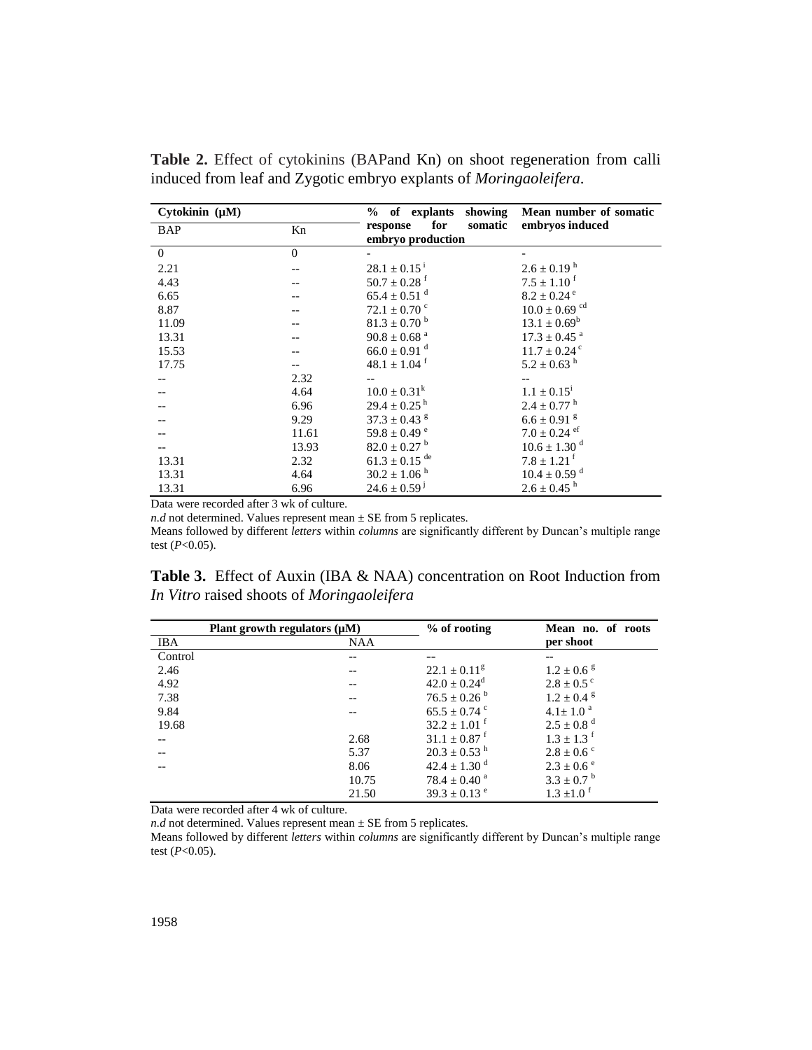**Table 2.** Effect of cytokinins (BAPand Kn) on shoot regeneration from calli induced from leaf and Zygotic embryo explants of *Moringaoleifera*.

| Cytokinin (µM) | | % of explants showing response for somatic embryo production | Mean number of somatic embryos induced |
|---|---|---|---|
| BAP | Kn | | |
| 0 | 0 | - | - |
| 2.21 | -- | $28.1 \pm 0.15^{i}$ | $2.6 \pm 0.19^{h}$ |
| 4.43 | -- | $50.7 \pm 0.28^{f}$ | $7.5 \pm 1.10^{f}$ |
| 6.65 | -- | $65.4 \pm 0.51^{d}$ | $8.2 \pm 0.24^{e}$ |
| 8.87 | -- | $72.1 \pm 0.70^{c}$ | $10.0 \pm 0.69^{cd}$ |
| 11.09 | -- | $81.3 \pm 0.70^{b}$ | $13.1 \pm 0.69^{b}$ |
| 13.31 | -- | $90.8 \pm 0.68^{a}$ | $17.3 \pm 0.45^{a}$ |
| 15.53 | -- | $66.0 \pm 0.91^{d}$ | $11.7 \pm 0.24^{c}$ |
| 17.75 | -- | $48.1 \pm 1.04^{f}$ | $5.2 \pm 0.63^{h}$ |
| -- | 2.32 | -- | -- |
| -- | 4.64 | $10.0 \pm 0.31^{k}$ | $1.1 \pm 0.15^{i}$ |
| -- | 6.96 | $29.4 \pm 0.25^{h}$ | $2.4 \pm 0.77^{h}$ |
| -- | 9.29 | $37.3 \pm 0.43^{g}$ | $6.6 \pm 0.91^{g}$ |
| -- | 11.61 | $59.8 \pm 0.49^{e}$ | $7.0 \pm 0.24^{ef}$ |
| -- | 13.93 | $82.0 \pm 0.27^{b}$ | $10.6 \pm 1.30^{d}$ |
| 13.31 | 2.32 | $61.3 \pm 0.15^{de}$ | $7.8 \pm 1.21^{f}$ |
| 13.31 | 4.64 | $30.2 \pm 1.06^{h}$ | $10.4 \pm 0.59^{d}$ |
| 13.31 | 6.96 | $24.6 \pm 0.59^{j}$ | $2.6 \pm 0.45^{h}$ |

Data were recorded after 3 wk of culture.

*n.d* not determined. Values represent mean ± SE from 5 replicates.

Means followed by different *letters* within *columns* are significantly different by Duncan's multiple range test ($P<0.05$).

**Table 3.** Effect of Auxin (IBA & NAA) concentration on Root Induction from *In Vitro* raised shoots of *Moringaoleifera*

| Plant growth regulators (µM) | | % of rooting | Mean no. of roots per shoot |
|---|---|---|---|
| IBA | NAA | | |
| Control | -- | -- | -- |
| 2.46 | -- | $22.1 \pm 0.11^{g}$ | $1.2 \pm 0.6^{g}$ |
| 4.92 | -- | $42.0 \pm 0.24^{d}$ | $2.8 \pm 0.5^{c}$ |
| 7.38 | -- | $76.5 \pm 0.26^{b}$ | $1.2 \pm 0.4^{g}$ |
| 9.84 | -- | $65.5 \pm 0.74^{c}$ | $4.1 \pm 1.0^{a}$ |
| 19.68 | | $32.2 \pm 1.01^{f}$ | $2.5 \pm 0.8^{d}$ |
| -- | 2.68 | $31.1 \pm 0.87^{f}$ | $1.3 \pm 1.3^{f}$ |
| -- | 5.37 | $20.3 \pm 0.53^{h}$ | $2.8 \pm 0.6^{c}$ |
| -- | 8.06 | $42.4 \pm 1.30^{d}$ | $2.3 \pm 0.6^{e}$ |
| | 10.75 | $78.4 \pm 0.40^{a}$ | $3.3 \pm 0.7^{b}$ |
| | 21.50 | $39.3 \pm 0.13^{e}$ | $1.3 \pm 1.0^{f}$ |

Data were recorded after 4 wk of culture.

*n.d* not determined. Values represent mean ± SE from 5 replicates.

Means followed by different *letters* within *columns* are significantly different by Duncan's multiple range test ($P<0.05$).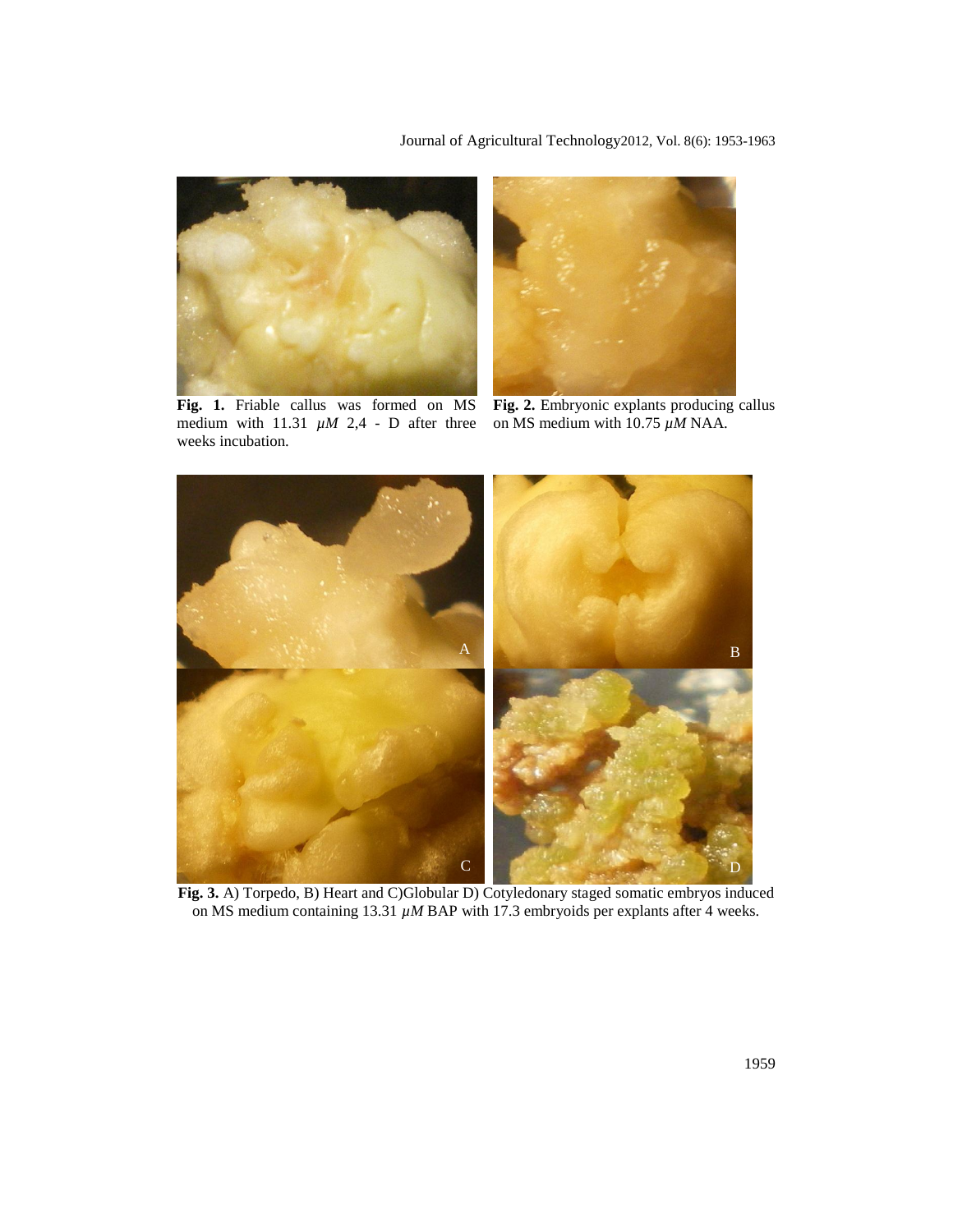**Fig. 1.** Friable callus was formed on MS medium with 11.31 *µM* 2,4 - D after three weeks incubation.

**Fig. 2.** Embryonic explants producing callus on MS medium with 10.75 *µM* NAA.

**Fig. 3.** A) Torpedo, B) Heart and C)Globular D) Cotyledonary staged somatic embryos induced on MS medium containing 13.31 *µM* BAP with 17.3 embryoids per explants after 4 weeks.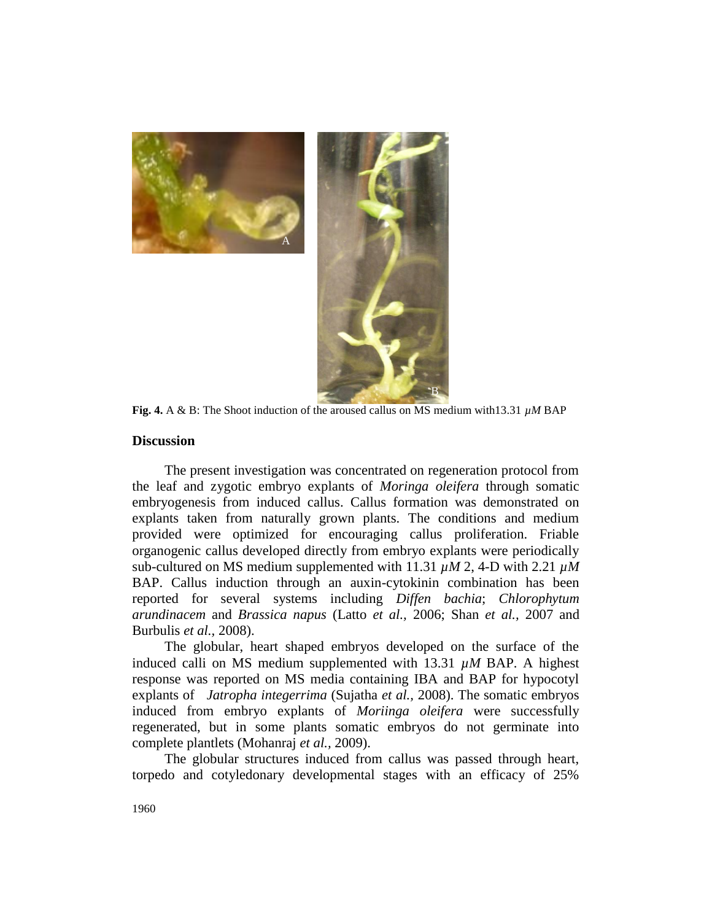**Fig. 4.** A & B: The Shoot induction of the aroused callus on MS medium with13.31 *µM* BAP

## Discussion

The present investigation was concentrated on regeneration protocol from the leaf and zygotic embryo explants of *Moringa oleifera* through somatic embryogenesis from induced callus. Callus formation was demonstrated on explants taken from naturally grown plants. The conditions and medium provided were optimized for encouraging callus proliferation. Friable organogenic callus developed directly from embryo explants were periodically sub-cultured on MS medium supplemented with 11.31 *µM* 2, 4-D with 2.21 *µM* BAP. Callus induction through an auxin-cytokinin combination has been reported for several systems including *Diffen bachia*; *Chlorophytum arundinacem* and *Brassica napus* (Latto *et al.,* 2006; Shan *et al.,* 2007 and Burbulis *et al.,* 2008).

The globular, heart shaped embryos developed on the surface of the induced calli on MS medium supplemented with 13.31 *µM* BAP. A highest response was reported on MS media containing IBA and BAP for hypocotyl explants of *Jatropha integerrima* (Sujatha *et al.,* 2008). The somatic embryos induced from embryo explants of *Moriinga oleifera* were successfully regenerated, but in some plants somatic embryos do not germinate into complete plantlets (Mohanraj *et al.,* 2009).

The globular structures induced from callus was passed through heart, torpedo and cotyledonary developmental stages with an efficacy of 25%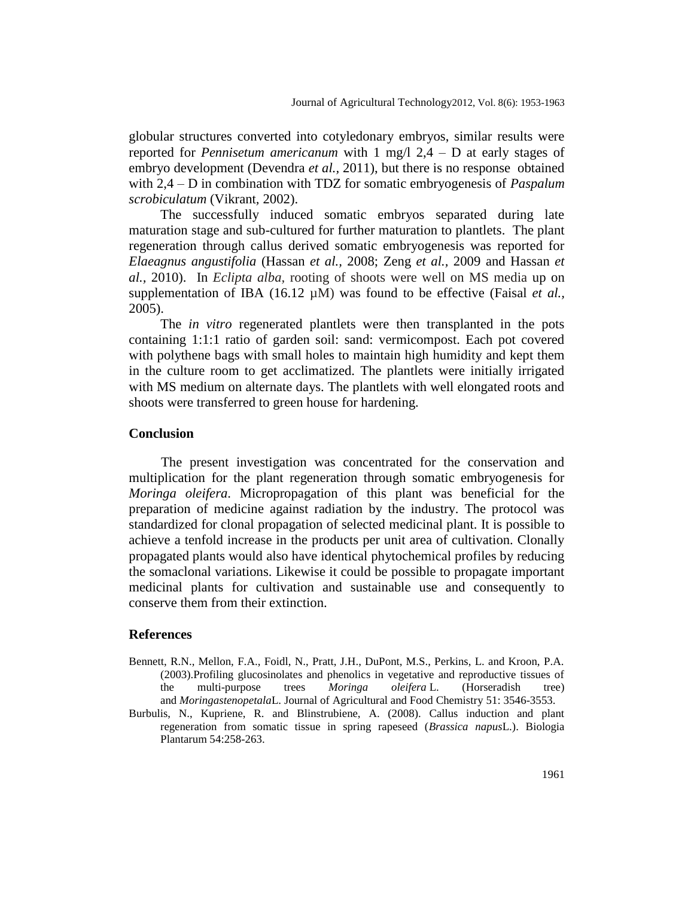globular structures converted into cotyledonary embryos, similar results were reported for *Pennisetum americanum* with 1 mg/l 2,4 – D at early stages of embryo development (Devendra *et al.,* 2011), but there is no response obtained with 2,4 – D in combination with TDZ for somatic embryogenesis of *Paspalum scrobiculatum* (Vikrant, 2002).

The successfully induced somatic embryos separated during late maturation stage and sub-cultured for further maturation to plantlets. The plant regeneration through callus derived somatic embryogenesis was reported for *Elaeagnus angustifolia* (Hassan *et al.,* 2008; Zeng *et al.,* 2009 and Hassan *et al.,* 2010). In *Eclipta alba,* rooting of shoots were well on MS media up on supplementation of IBA (16.12 µM) was found to be effective (Faisal *et al.,* 2005).

The *in vitro* regenerated plantlets were then transplanted in the pots containing 1:1:1 ratio of garden soil: sand: vermicompost. Each pot covered with polythene bags with small holes to maintain high humidity and kept them in the culture room to get acclimatized. The plantlets were initially irrigated with MS medium on alternate days. The plantlets with well elongated roots and shoots were transferred to green house for hardening.

## Conclusion

The present investigation was concentrated for the conservation and multiplication for the plant regeneration through somatic embryogenesis for *Moringa oleifera*. Micropropagation of this plant was beneficial for the preparation of medicine against radiation by the industry. The protocol was standardized for clonal propagation of selected medicinal plant. It is possible to achieve a tenfold increase in the products per unit area of cultivation. Clonally propagated plants would also have identical phytochemical profiles by reducing the somaclonal variations. Likewise it could be possible to propagate important medicinal plants for cultivation and sustainable use and consequently to conserve them from their extinction.

## References

Bennett, R.N., Mellon, F.A., Foidl, N., Pratt, J.H., DuPont, M.S., Perkins, L. and Kroon, P.A. (2003).Profiling glucosinolates and phenolics in vegetative and reproductive tissues of the multi-purpose trees *Moringa oleifera* L. (Horseradish tree) and *Moringastenopetala*L. Journal of Agricultural and Food Chemistry 51: 3546-3553.

Burbulis, N., Kupriene, R. and Blinstrubiene, A. (2008). Callus induction and plant regeneration from somatic tissue in spring rapeseed (*Brassica napus*L.). Biologia Plantarum 54:258-263.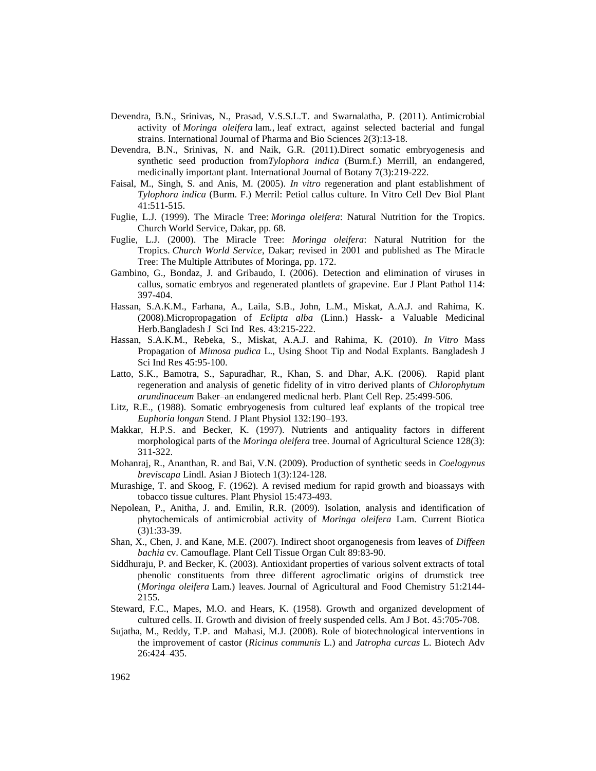Devendra, B.N., Srinivas, N., Prasad, V.S.S.L.T. and Swarnalatha, P. (2011). Antimicrobial activity of *Moringa oleifera* lam., leaf extract, against selected bacterial and fungal strains. International Journal of Pharma and Bio Sciences 2(3):13-18.

Devendra, B.N., Srinivas, N. and Naik, G.R. (2011).Direct somatic embryogenesis and synthetic seed production from*Tylophora indica* (Burm.f.) Merrill, an endangered, medicinally important plant. International Journal of Botany 7(3):219-222.

Faisal, M., Singh, S. and Anis, M. (2005). *In vitro* regeneration and plant establishment of *Tylophora indica* (Burm. F.) Merril: Petiol callus culture. In Vitro Cell Dev Biol Plant 41:511-515.

Fuglie, L.J. (1999). The Miracle Tree: *Moringa oleifera*: Natural Nutrition for the Tropics. Church World Service, Dakar, pp. 68.

Fuglie, L.J. (2000). The Miracle Tree: *Moringa oleifera*: Natural Nutrition for the Tropics. *Church World Service*, Dakar; revised in 2001 and published as The Miracle Tree: The Multiple Attributes of Moringa, pp. 172.

Gambino, G., Bondaz, J. and Gribaudo, I. (2006). Detection and elimination of viruses in callus, somatic embryos and regenerated plantlets of grapevine. Eur J Plant Pathol 114: 397-404.

Hassan, S.A.K.M., Farhana, A., Laila, S.B., John, L.M., Miskat, A.A.J. and Rahima, K. (2008).Micropropagation of *Eclipta alba* (Linn.) Hassk- a Valuable Medicinal Herb.Bangladesh J Sci Ind Res. 43:215-222.

Hassan, S.A.K.M., Rebeka, S., Miskat, A.A.J. and Rahima, K. (2010). *In Vitro* Mass Propagation of *Mimosa pudica* L., Using Shoot Tip and Nodal Explants. Bangladesh J Sci Ind Res 45:95-100.

Latto, S.K., Bamotra, S., Sapuradhar, R., Khan, S. and Dhar, A.K. (2006). Rapid plant regeneration and analysis of genetic fidelity of in vitro derived plants of *Chlorophytum arundinaceum* Baker–an endangered medicnal herb. Plant Cell Rep. 25:499-506.

Litz, R.E., (1988). Somatic embryogenesis from cultured leaf explants of the tropical tree *Euphoria longan* Stend. J Plant Physiol 132:190–193.

Makkar, H.P.S. and Becker, K. (1997). Nutrients and antiquality factors in different morphological parts of the *Moringa oleifera* tree. Journal of Agricultural Science 128(3): 311-322.

Mohanraj, R., Ananthan, R. and Bai, V.N. (2009). Production of synthetic seeds in *Coelogynus breviscapa* Lindl. Asian J Biotech 1(3):124-128.

Murashige, T. and Skoog, F. (1962). A revised medium for rapid growth and bioassays with tobacco tissue cultures. Plant Physiol 15:473-493.

Nepolean, P., Anitha, J. and. Emilin, R.R. (2009). Isolation, analysis and identification of phytochemicals of antimicrobial activity of *Moringa oleifera* Lam. Current Biotica (3)1:33-39.

Shan, X., Chen, J. and Kane, M.E. (2007). Indirect shoot organogenesis from leaves of *Diffeen bachia* cv. Camouflage. Plant Cell Tissue Organ Cult 89:83-90.

Siddhuraju, P. and Becker, K. (2003). Antioxidant properties of various solvent extracts of total phenolic constituents from three different agroclimatic origins of drumstick tree (*Moringa oleifera* Lam.) leaves. Journal of Agricultural and Food Chemistry 51:2144-2155.

Steward, F.C., Mapes, M.O. and Hears, K. (1958). Growth and organized development of cultured cells. II. Growth and division of freely suspended cells. Am J Bot. 45:705-708.

Sujatha, M., Reddy, T.P. and Mahasi, M.J. (2008). Role of biotechnological interventions in the improvement of castor (*Ricinus communis* L.) and *Jatropha curcas* L. Biotech Adv 26:424–435.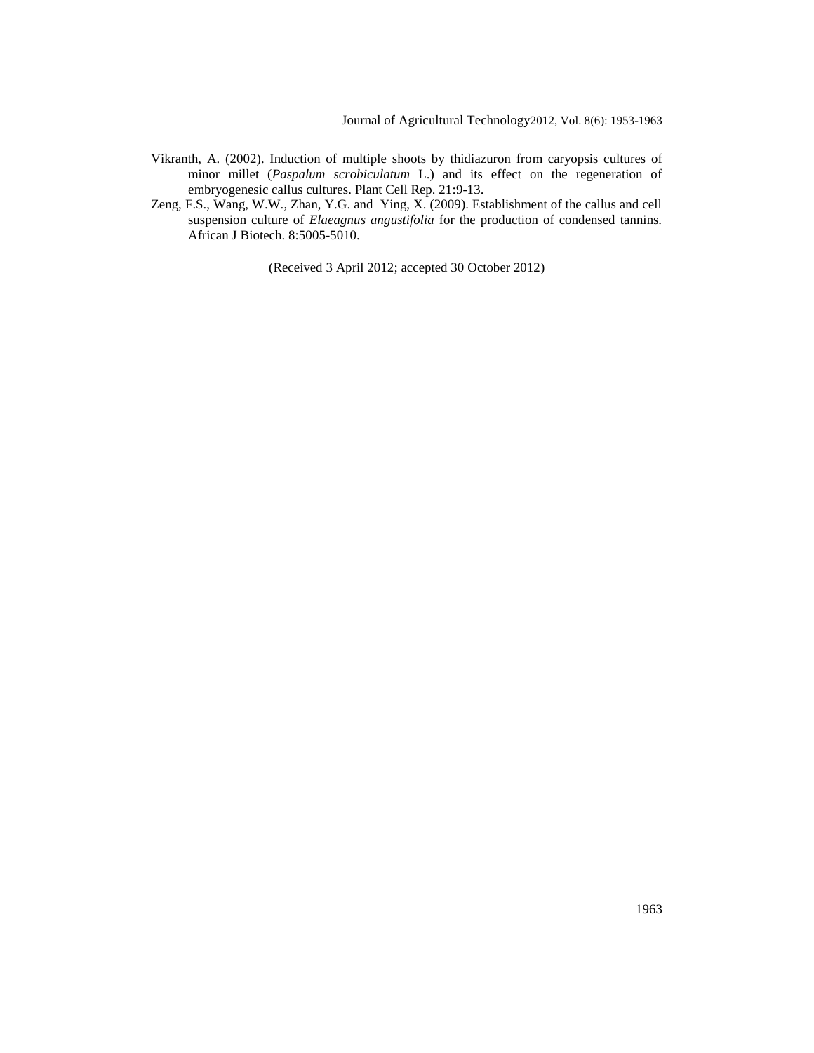Vikranth, A. (2002). Induction of multiple shoots by thidiazuron from caryopsis cultures of minor millet (*Paspalum scrobiculatum* L.) and its effect on the regeneration of embryogenesic callus cultures. Plant Cell Rep. 21:9-13.

Zeng, F.S., Wang, W.W., Zhan, Y.G. and Ying, X. (2009). Establishment of the callus and cell suspension culture of *Elaeagnus angustifolia* for the production of condensed tannins. African J Biotech. 8:5005-5010.

(Received 3 April 2012; accepted 30 October 2012)